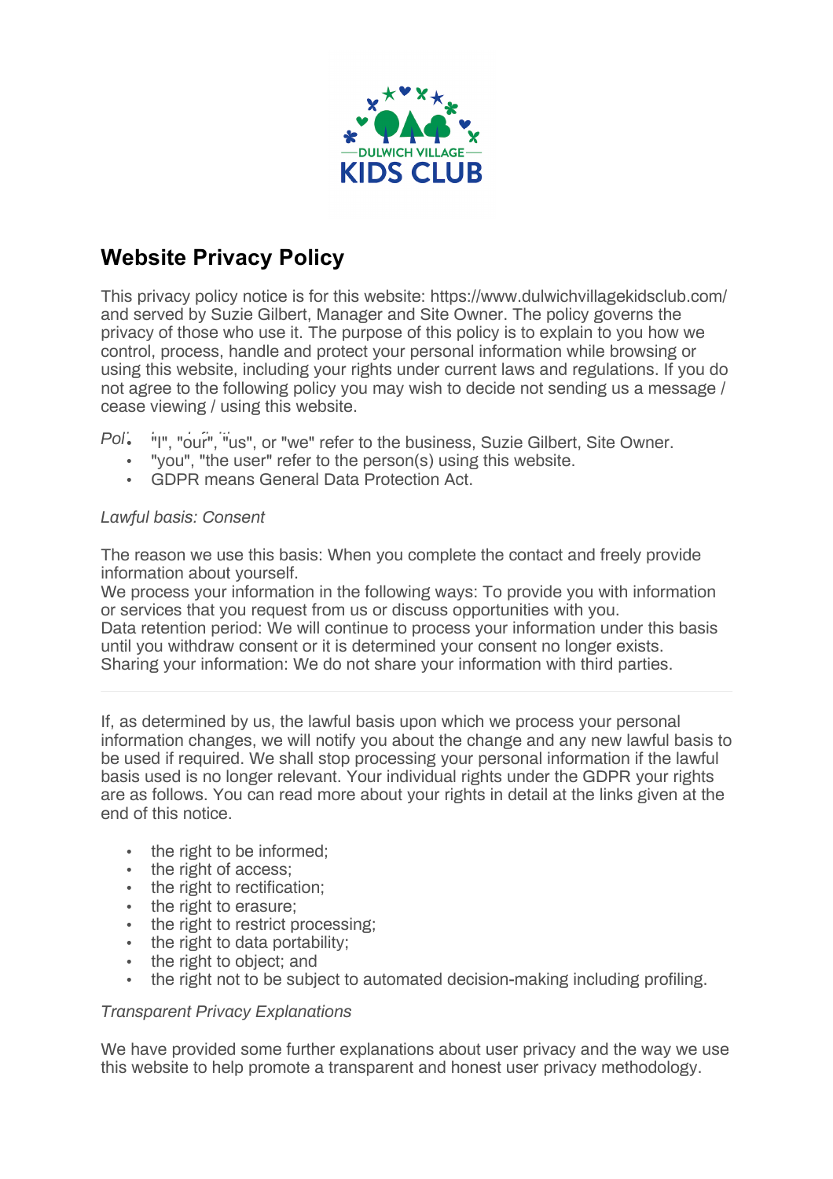DULWICH VILLAGE KIDS CLUB

# Website Privacy Policy

This privacy policy notice is for this website: https://www.dulwichvillagekidsclub.com/ and served by Suzie Gilbert, Manager and Site Owner. The policy governs the privacy of those who use it. The purpose of this policy is to explain to you how we control, process, handle and protect your personal information while browsing or using this website, including your rights under current laws and regulations. If you do not agree to the following policy you may wish to decide not sending us a message / cease viewing / using this website.

*Pol*

- "I", "our", "us", or "we" refer to the business, Suzie Gilbert, Site Owner.
- "you", "the user" refer to the person(s) using this website.
- GDPR means General Data Protection Act.

*Lawful basis: Consent*

The reason we use this basis: When you complete the contact and freely provide information about yourself.
We process your information in the following ways: To provide you with information or services that you request from us or discuss opportunities with you.
Data retention period: We will continue to process your information under this basis until you withdraw consent or it is determined your consent no longer exists.
Sharing your information: We do not share your information with third parties.

---

If, as determined by us, the lawful basis upon which we process your personal information changes, we will notify you about the change and any new lawful basis to be used if required. We shall stop processing your personal information if the lawful basis used is no longer relevant. Your individual rights under the GDPR your rights are as follows. You can read more about your rights in detail at the links given at the end of this notice.

- the right to be informed;
- the right of access;
- the right to rectification;
- the right to erasure;
- the right to restrict processing;
- the right to data portability;
- the right to object; and
- the right not to be subject to automated decision-making including profiling.

*Transparent Privacy Explanations*

We have provided some further explanations about user privacy and the way we use this website to help promote a transparent and honest user privacy methodology.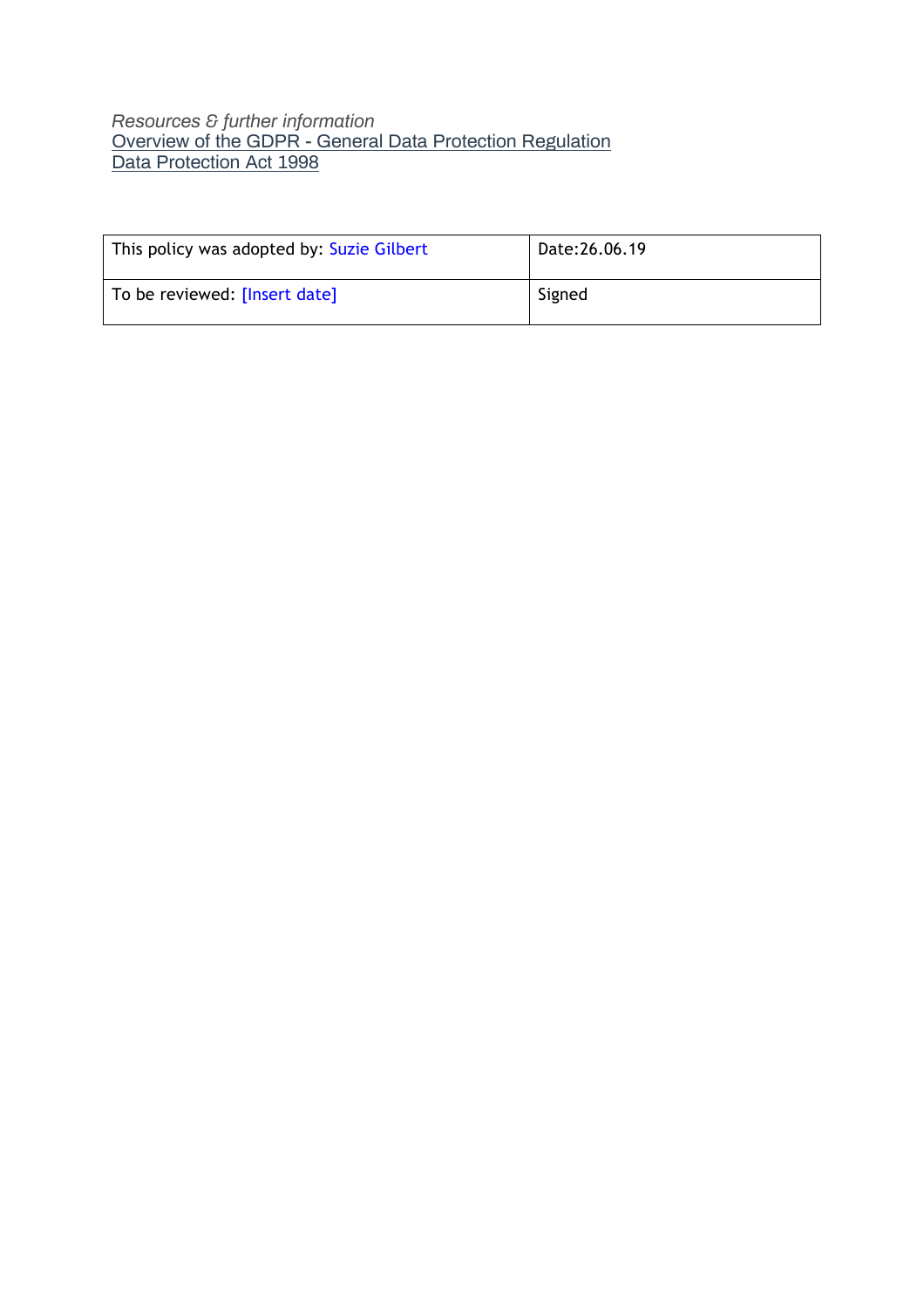*Resources & further information*
[Overview of the GDPR - General Data Protection Regulation]
[Data Protection Act 1998]

| | |
|---|---|
| This policy was adopted by: Suzie Gilbert | Date:26.06.19 |
| To be reviewed: [Insert date] | Signed |